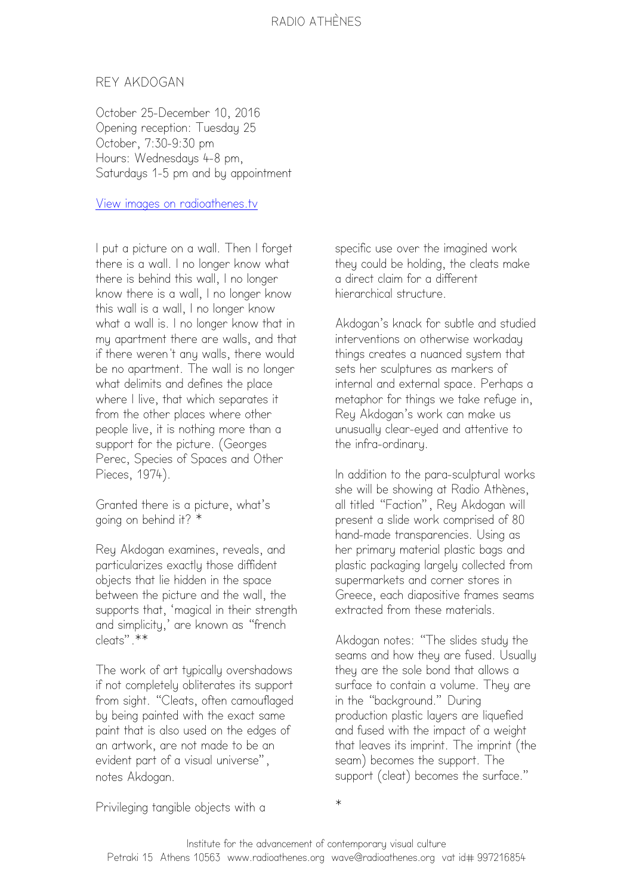RADIO ATHÈNES

# REY AKDOGAN

October 25-December 10, 2016
Opening reception: Tuesday 25 October, 7:30-9:30 pm
Hours: Wednesdays 4-8 pm, Saturdays 1-5 pm and by appointment

View images on radioathenes.tv

I put a picture on a wall. Then I forget there is a wall. I no longer know what there is behind this wall, I no longer know there is a wall, I no longer know this wall is a wall, I no longer know what a wall is. I no longer know that in my apartment there are walls, and that if there weren't any walls, there would be no apartment. The wall is no longer what delimits and defines the place where I live, that which separates it from the other places where other people live, it is nothing more than a support for the picture. (Georges Perec, Species of Spaces and Other Pieces, 1974).

Granted there is a picture, what's going on behind it? *

Rey Akdogan examines, reveals, and particularizes exactly those diffident objects that lie hidden in the space between the picture and the wall, the supports that, 'magical in their strength and simplicity,' are known as "french cleats".**

The work of art typically overshadows if not completely obliterates its support from sight. "Cleats, often camouflaged by being painted with the exact same paint that is also used on the edges of an artwork, are not made to be an evident part of a visual universe", notes Akdogan.

Privileging tangible objects with a specific use over the imagined work they could be holding, the cleats make a direct claim for a different hierarchical structure.

Akdogan's knack for subtle and studied interventions on otherwise workaday things creates a nuanced system that sets her sculptures as markers of internal and external space. Perhaps a metaphor for things we take refuge in, Rey Akdogan's work can make us unusually clear-eyed and attentive to the infra-ordinary.

In addition to the para-sculptural works she will be showing at Radio Athènes, all titled "Faction", Rey Akdogan will present a slide work comprised of 80 hand-made transparencies. Using as her primary material plastic bags and plastic packaging largely collected from supermarkets and corner stores in Greece, each diapositive frames seams extracted from these materials.

Akdogan notes: "The slides study the seams and how they are fused. Usually they are the sole bond that allows a surface to contain a volume. They are in the "background." During production plastic layers are liquefied and fused with the impact of a weight that leaves its imprint. The imprint (the seam) becomes the support. The support (cleat) becomes the surface."

*

Institute for the advancement of contemporary visual culture
Petraki 15 Athens 10563 www.radioathenes.org wave@radioathenes.org vat id# 997216854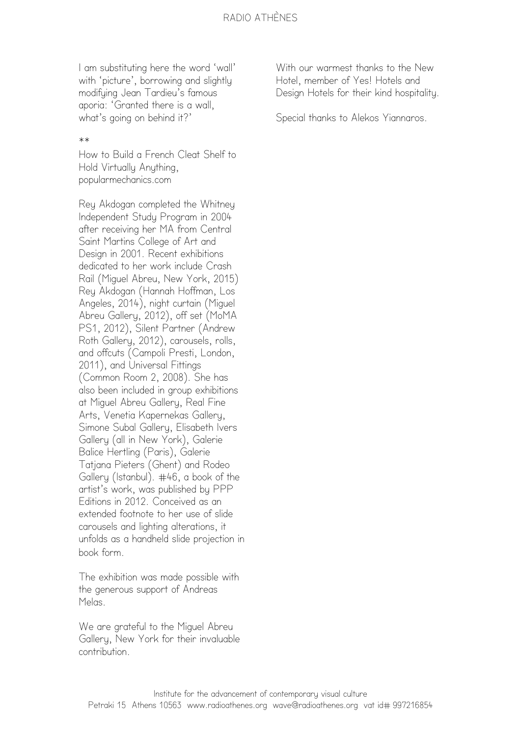I am substituting here the word 'wall' with 'picture', borrowing and slightly modifying Jean Tardieu's famous aporia: 'Granted there is a wall, what's going on behind it?'

**

How to Build a French Cleat Shelf to Hold Virtually Anything, popularmechanics.com

Rey Akdogan completed the Whitney Independent Study Program in 2004 after receiving her MA from Central Saint Martins College of Art and Design in 2001. Recent exhibitions dedicated to her work include Crash Rail (Miguel Abreu, New York, 2015) Rey Akdogan (Hannah Hoffman, Los Angeles, 2014), night curtain (Miguel Abreu Gallery, 2012), off set (MoMA PS1, 2012), Silent Partner (Andrew Roth Gallery, 2012), carousels, rolls, and offcuts (Campoli Presti, London, 2011), and Universal Fittings (Common Room 2, 2008). She has also been included in group exhibitions at Miguel Abreu Gallery, Real Fine Arts, Venetia Kapernekas Gallery, Simone Subal Gallery, Elisabeth Ivers Gallery (all in New York), Galerie Balice Hertling (Paris), Galerie Tatjana Pieters (Ghent) and Rodeo Gallery (Istanbul). #46, a book of the artist's work, was published by PPP Editions in 2012. Conceived as an extended footnote to her use of slide carousels and lighting alterations, it unfolds as a handheld slide projection in book form.

The exhibition was made possible with the generous support of Andreas Melas.

We are grateful to the Miguel Abreu Gallery, New York for their invaluable contribution.

With our warmest thanks to the New Hotel, member of Yes! Hotels and Design Hotels for their kind hospitality.

Special thanks to Alekos Yiannaros.

Institute for the advancement of contemporary visual culture
Petraki 15 Athens 10563 www.radioathenes.org wave@radioathenes.org vat id# 997216854